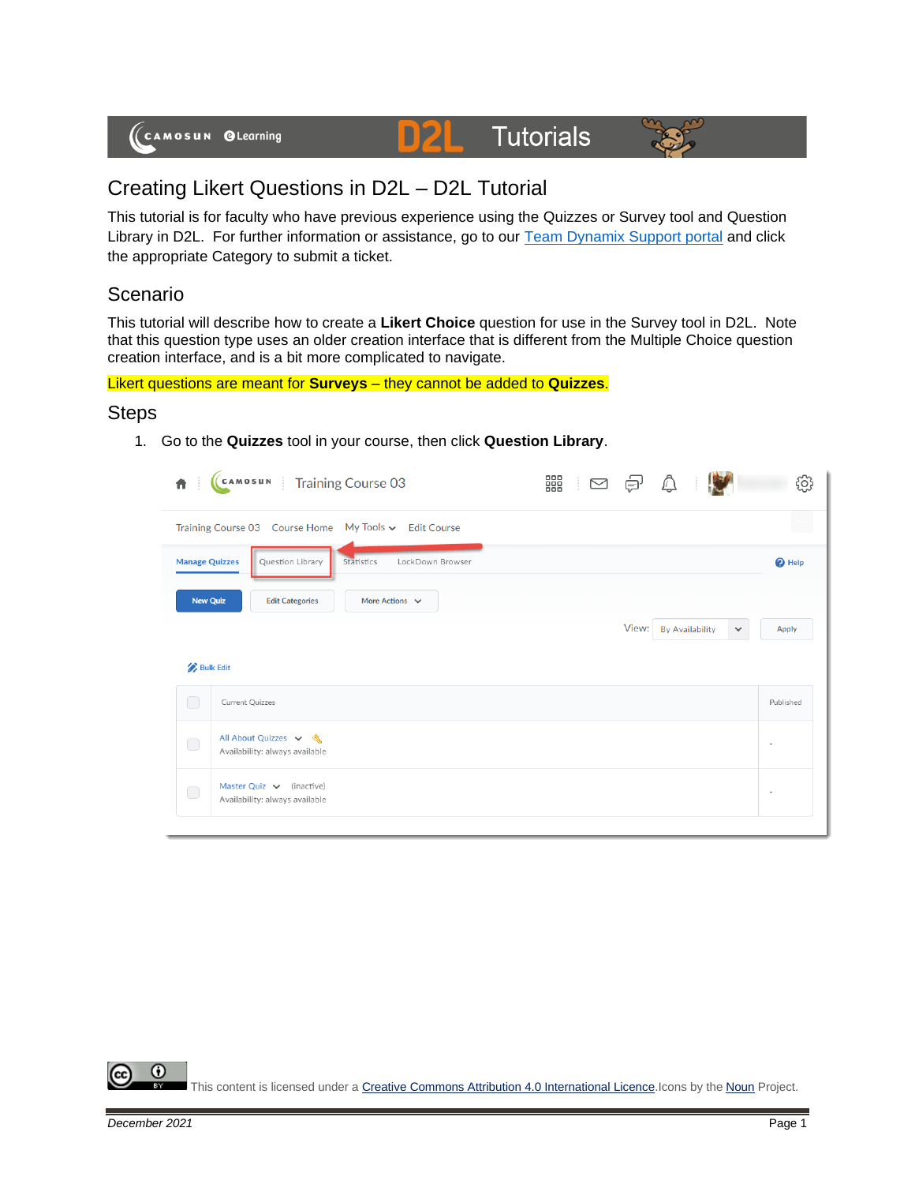# Creating Likert Questions in D2L – D2L Tutorial

This tutorial is for faculty who have previous experience using the Quizzes or Survey tool and Question Library in D2L. For further information or assistance, go to our Team Dynamix Support portal and click the appropriate Category to submit a ticket.

## Scenario

This tutorial will describe how to create a **Likert Choice** question for use in the Survey tool in D2L. Note that this question type uses an older creation interface that is different from the Multiple Choice question creation interface, and is a bit more complicated to navigate.

Likert questions are meant for **Surveys** – they cannot be added to **Quizzes**.

## Steps

1. Go to the **Quizzes** tool in your course, then click **Question Library**.

This content is licensed under a Creative Commons Attribution 4.0 International Licence. Icons by the Noun Project.

December 2021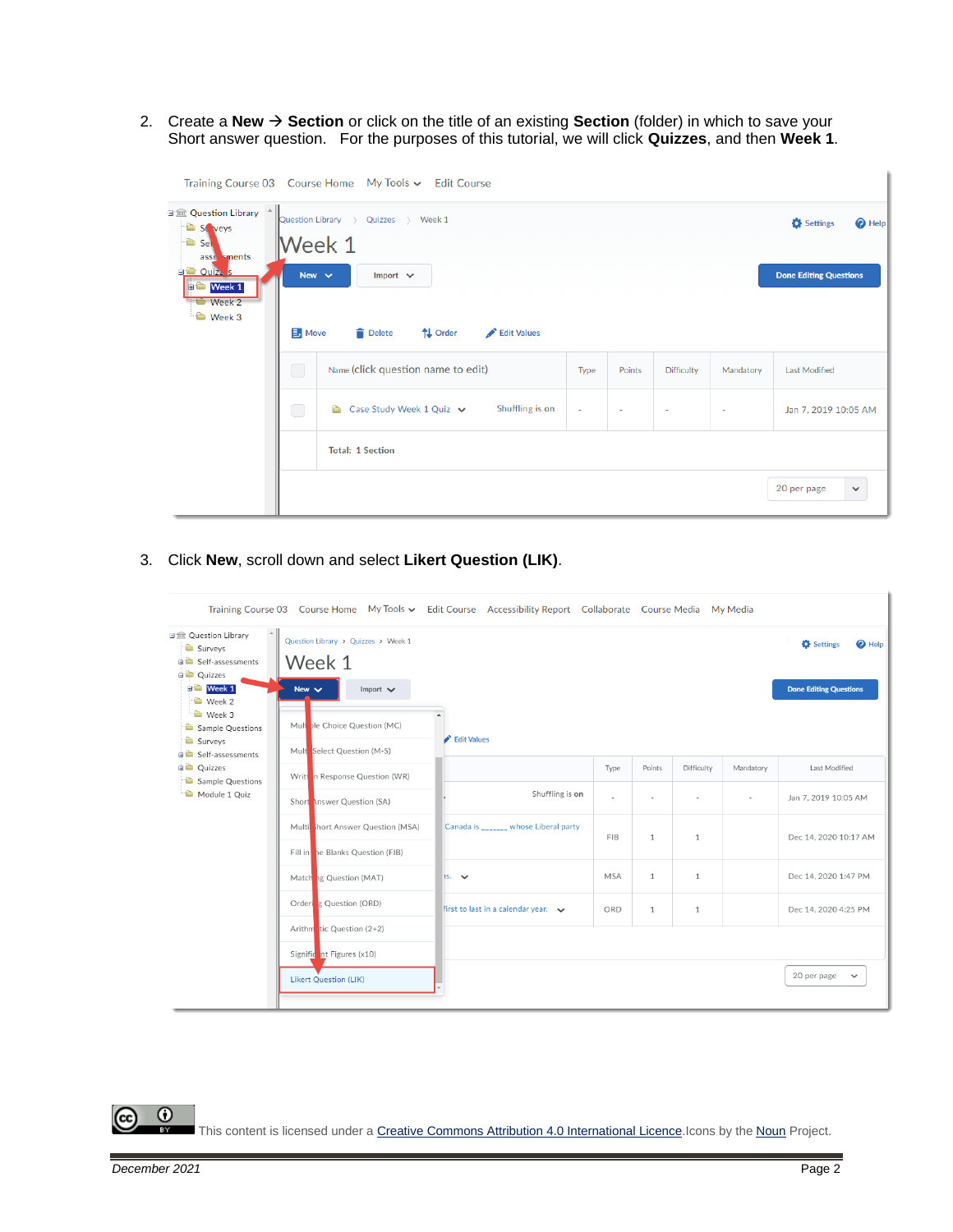2. Create a **New → Section** or click on the title of an existing **Section** (folder) in which to save your Short answer question. For the purposes of this tutorial, we will click **Quizzes**, and then **Week 1**.

3. Click **New**, scroll down and select **Likert Question (LIK)**.

This content is licensed under a Creative Commons Attribution 4.0 International Licence.Icons by the Noun Project.

*December 2021*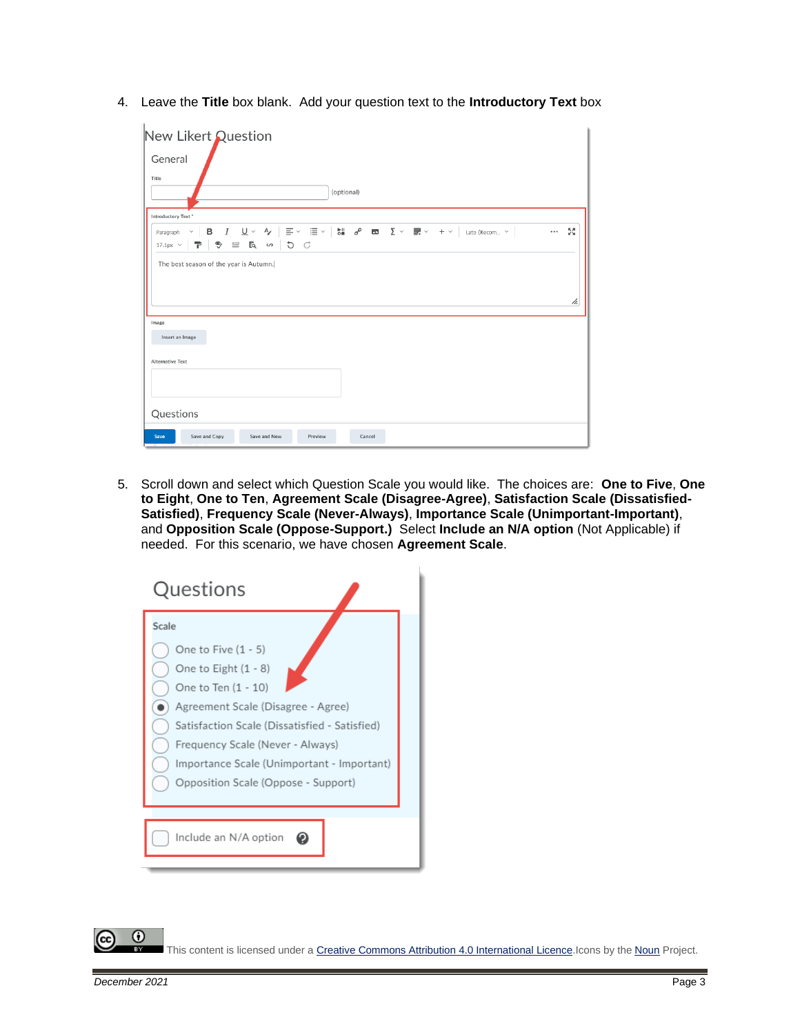4. Leave the **Title** box blank. Add your question text to the **Introductory Text** box

5. Scroll down and select which Question Scale you would like. The choices are: **One to Five**, **One to Eight**, **One to Ten**, **Agreement Scale (Disagree-Agree)**, **Satisfaction Scale (Dissatisfied-Satisfied)**, **Frequency Scale (Never-Always)**, **Importance Scale (Unimportant-Important)**, and **Opposition Scale (Oppose-Support.)** Select **Include an N/A option** (Not Applicable) if needed. For this scenario, we have chosen **Agreement Scale**.

This content is licensed under a Creative Commons Attribution 4.0 International Licence.Icons by the Noun Project.

December 2021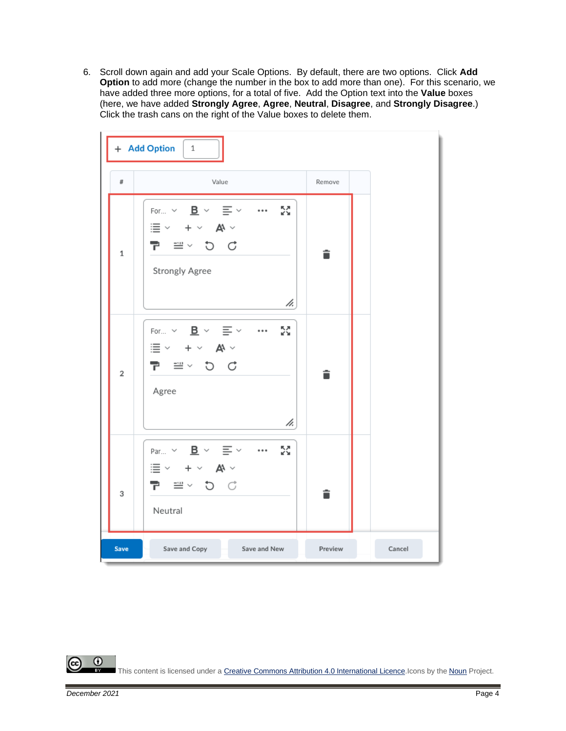6. Scroll down again and add your Scale Options. By default, there are two options. Click **Add Option** to add more (change the number in the box to add more than one). For this scenario, we have added three more options, for a total of five. Add the Option text into the **Value** boxes (here, we have added **Strongly Agree**, **Agree**, **Neutral**, **Disagree**, and **Strongly Disagree**.) Click the trash cans on the right of the Value boxes to delete them.

This content is licensed under a Creative Commons Attribution 4.0 International Licence. Icons by the Noun Project.

*December 2021*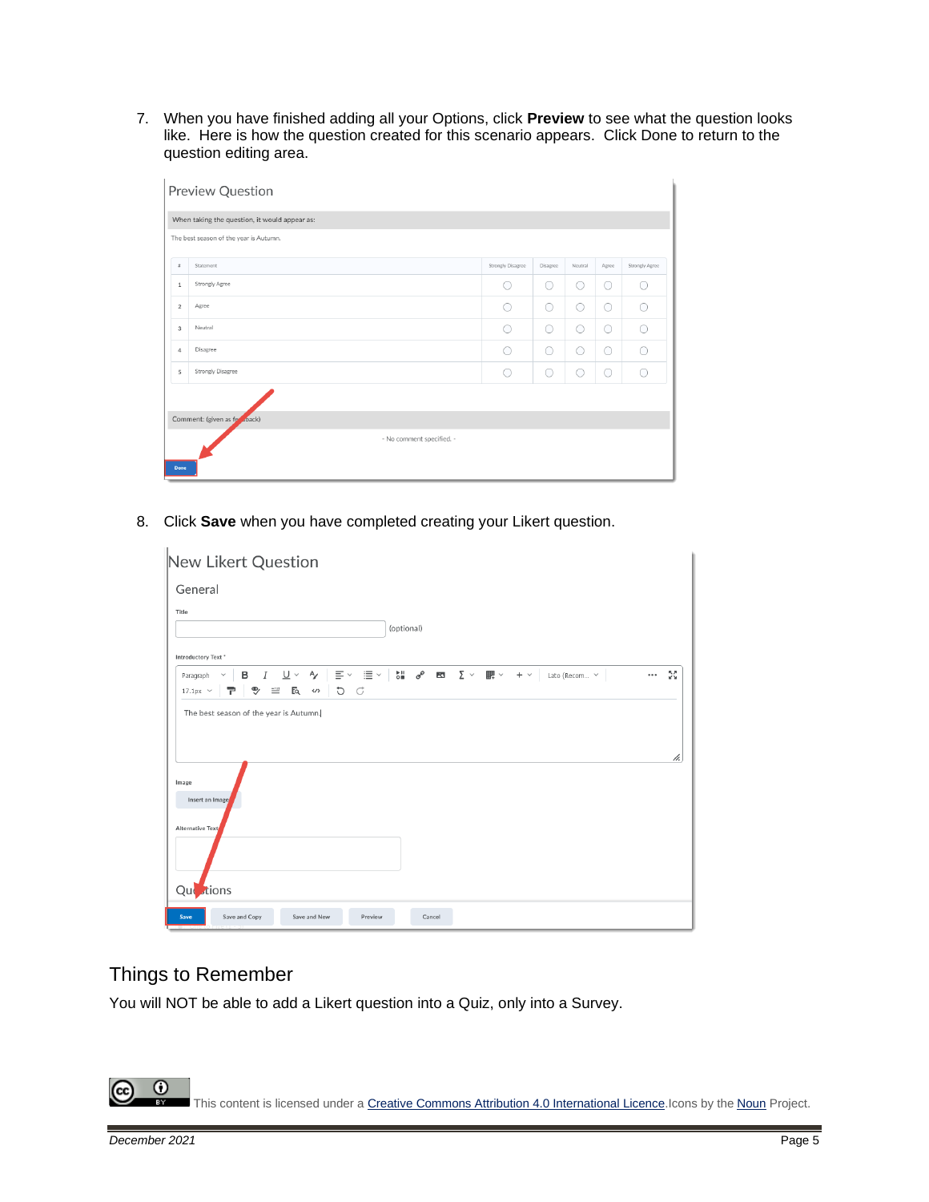7. When you have finished adding all your Options, click **Preview** to see what the question looks like. Here is how the question created for this scenario appears. Click Done to return to the question editing area.

8. Click **Save** when you have completed creating your Likert question.

## Things to Remember

You will NOT be able to add a Likert question into a Quiz, only into a Survey.

This content is licensed under a Creative Commons Attribution 4.0 International Licence. Icons by the Noun Project.